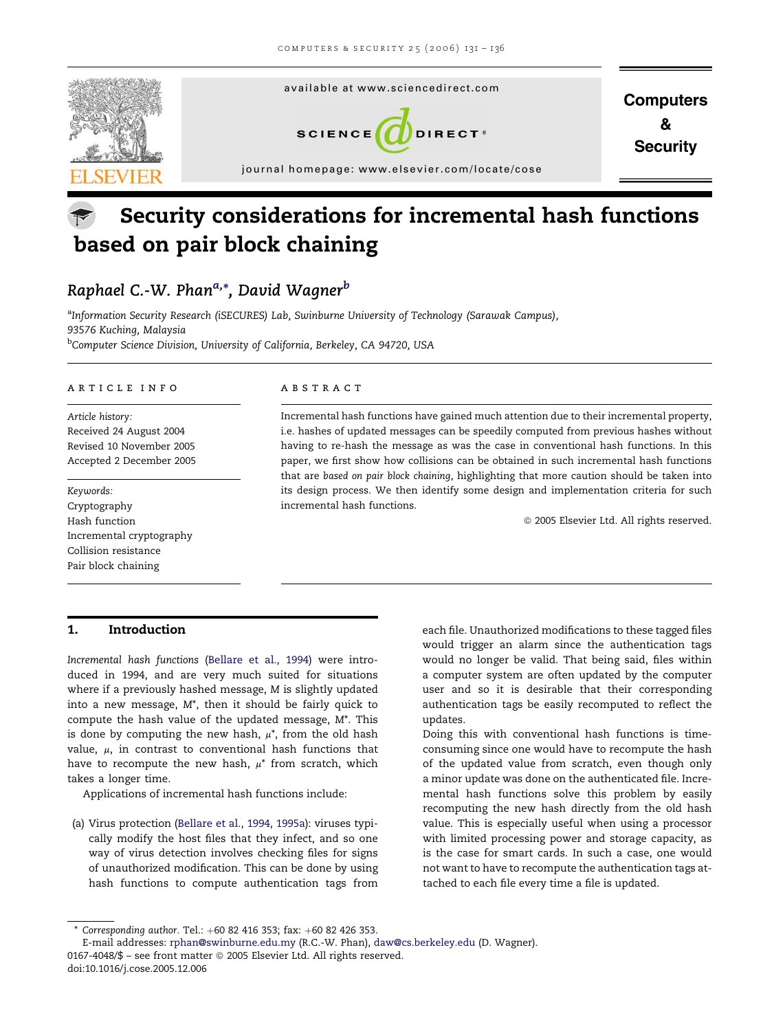# Security considerations for incremental hash functions based on pair block chaining

*Raphael C.-W. Phan*[a,*], *David Wagner*[b]

[a]Information Security Research (iSECURES) Lab, Swinburne University of Technology (Sarawak Campus), 93576 Kuching, Malaysia

[b]Computer Science Division, University of California, Berkeley, CA 94720, USA

**ARTICLE INFO**

*Article history:*
Received 24 August 2004
Revised 10 November 2005
Accepted 2 December 2005

*Keywords:*
Cryptography
Hash function
Incremental cryptography
Collision resistance
Pair block chaining

**ABSTRACT**

Incremental hash functions have gained much attention due to their incremental property, i.e. hashes of updated messages can be speedily computed from previous hashes without having to re-hash the message as was the case in conventional hash functions. In this paper, we first show how collisions can be obtained in such incremental hash functions that are *based on pair block chaining*, highlighting that more caution should be taken into its design process. We then identify some design and implementation criteria for such incremental hash functions.

© 2005 Elsevier Ltd. All rights reserved.

## 1. Introduction

*Incremental hash functions* (Bellare et al., 1994) were introduced in 1994, and are very much suited for situations where if a previously hashed message, $M$ is slightly updated into a new message, $M^*$, then it should be fairly quick to compute the hash value of the updated message, $M^*$. This is done by computing the new hash, $\mu^*$, from the old hash value, $\mu$, in contrast to conventional hash functions that have to recompute the new hash, $\mu^*$ from scratch, which takes a longer time.

Applications of incremental hash functions include:

(a) Virus protection (Bellare et al., 1994, 1995a): viruses typically modify the host files that they infect, and so one way of virus detection involves checking files for signs of unauthorized modification. This can be done by using hash functions to compute authentication tags from each file. Unauthorized modifications to these tagged files would trigger an alarm since the authentication tags would no longer be valid. That being said, files within a computer system are often updated by the computer user and so it is desirable that their corresponding authentication tags be easily recomputed to reflect the updates.

Doing this with conventional hash functions is time-consuming since one would have to recompute the hash of the updated value from scratch, even though only a minor update was done on the authenticated file. Incremental hash functions solve this problem by easily recomputing the new hash directly from the old hash value. This is especially useful when using a processor with limited processing power and storage capacity, as is the case for smart cards. In such a case, one would not want to have to recompute the authentication tags attached to each file every time a file is updated.

\* Corresponding author. Tel.: +60 82 416 353; fax: +60 82 426 353.
E-mail addresses: rphan@swinburne.edu.my (R.C.-W. Phan), daw@cs.berkeley.edu (D. Wagner).
0167-4048/$ – see front matter © 2005 Elsevier Ltd. All rights reserved.
doi:10.1016/j.cose.2005.12.006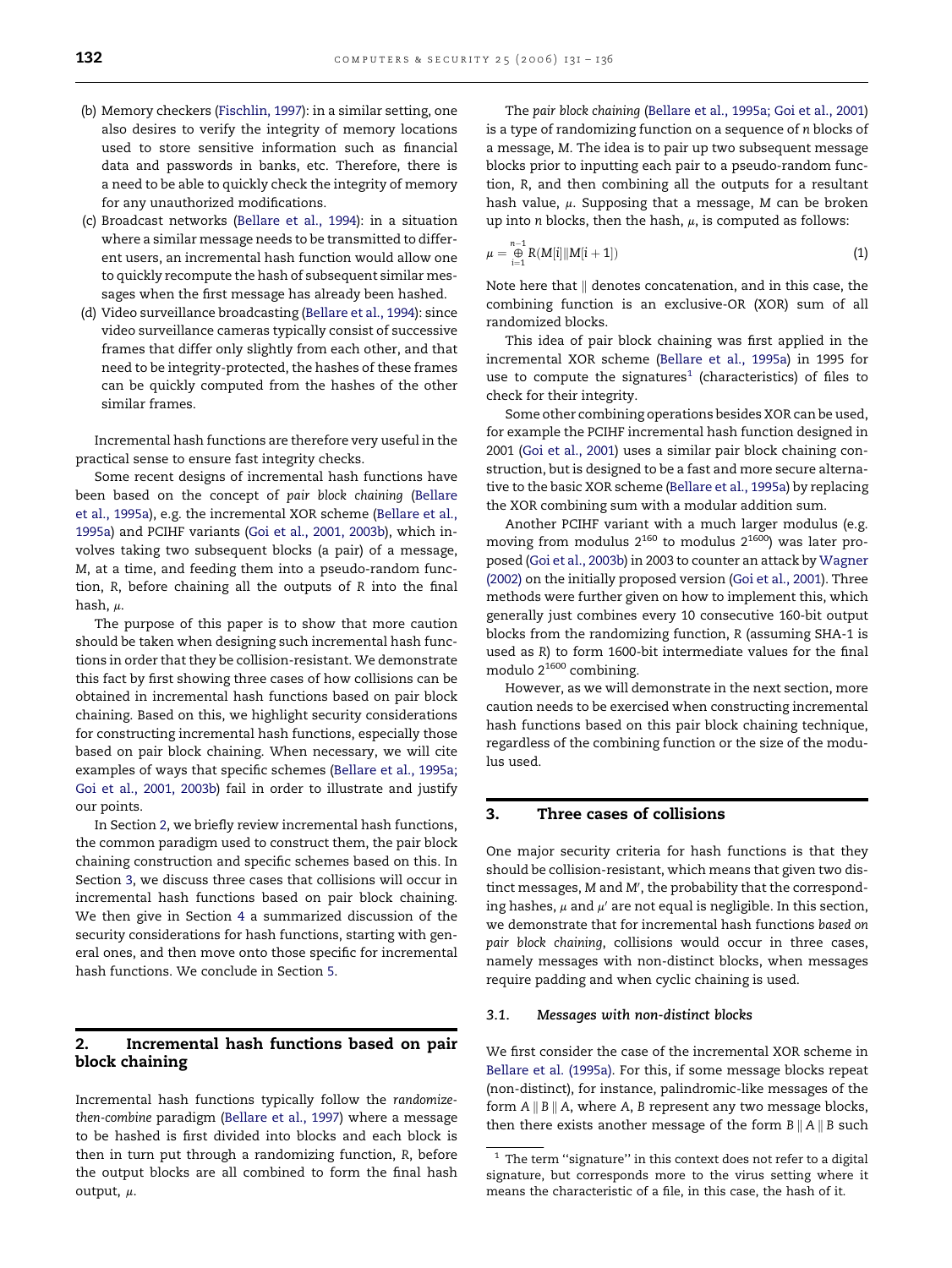(b) Memory checkers (Fischlin, 1997): in a similar setting, one also desires to verify the integrity of memory locations used to store sensitive information such as financial data and passwords in banks, etc. Therefore, there is a need to be able to quickly check the integrity of memory for any unauthorized modifications.

(c) Broadcast networks (Bellare et al., 1994): in a situation where a similar message needs to be transmitted to different users, an incremental hash function would allow one to quickly recompute the hash of subsequent similar messages when the first message has already been hashed.

(d) Video surveillance broadcasting (Bellare et al., 1994): since video surveillance cameras typically consist of successive frames that differ only slightly from each other, and that need to be integrity-protected, the hashes of these frames can be quickly computed from the hashes of the other similar frames.

Incremental hash functions are therefore very useful in the practical sense to ensure fast integrity checks.

Some recent designs of incremental hash functions have been based on the concept of *pair block chaining* (Bellare et al., 1995a), e.g. the incremental XOR scheme (Bellare et al., 1995a) and PCIHF variants (Goi et al., 2001, 2003b), which involves taking two subsequent blocks (a pair) of a message, $M$, at a time, and feeding them into a pseudo-random function, $R$, before chaining all the outputs of $R$ into the final hash, $\mu$.

The purpose of this paper is to show that more caution should be taken when designing such incremental hash functions in order that they be collision-resistant. We demonstrate this fact by first showing three cases of how collisions can be obtained in incremental hash functions based on pair block chaining. Based on this, we highlight security considerations for constructing incremental hash functions, especially those based on pair block chaining. When necessary, we will cite examples of ways that specific schemes (Bellare et al., 1995a; Goi et al., 2001, 2003b) fail in order to illustrate and justify our points.

In Section 2, we briefly review incremental hash functions, the common paradigm used to construct them, the pair block chaining construction and specific schemes based on this. In Section 3, we discuss three cases that collisions will occur in incremental hash functions based on pair block chaining. We then give in Section 4 a summarized discussion of the security considerations for hash functions, starting with general ones, and then move onto those specific for incremental hash functions. We conclude in Section 5.

## 2. Incremental hash functions based on pair block chaining

Incremental hash functions typically follow the *randomize-then-combine* paradigm (Bellare et al., 1997) where a message to be hashed is first divided into blocks and each block is then in turn put through a randomizing function, $R$, before the output blocks are all combined to form the final hash output, $\mu$.

The *pair block chaining* (Bellare et al., 1995a; Goi et al., 2001) is a type of randomizing function on a sequence of $n$ blocks of a message, $M$. The idea is to pair up two subsequent message blocks prior to inputting each pair to a pseudo-random function, $R$, and then combining all the outputs for a resultant hash value, $\mu$. Supposing that a message, $M$ can be broken up into $n$ blocks, then the hash, $\mu$, is computed as follows:

$$\mu = \bigoplus_{i=1}^{n-1} R(M[i] \| M[i+1]) \tag{1}$$

Note here that $\|$ denotes concatenation, and in this case, the combining function is an exclusive-OR (XOR) sum of all randomized blocks.

This idea of pair block chaining was first applied in the incremental XOR scheme (Bellare et al., 1995a) in 1995 for use to compute the signatures[1] (characteristics) of files to check for their integrity.

Some other combining operations besides XOR can be used, for example the PCIHF incremental hash function designed in 2001 (Goi et al., 2001) uses a similar pair block chaining construction, but is designed to be a fast and more secure alternative to the basic XOR scheme (Bellare et al., 1995a) by replacing the XOR combining sum with a modular addition sum.

Another PCIHF variant with a much larger modulus (e.g. moving from modulus $2^{160}$ to modulus $2^{1600}$) was later proposed (Goi et al., 2003b) in 2003 to counter an attack by Wagner (2002) on the initially proposed version (Goi et al., 2001). Three methods were further given on how to implement this, which generally just combines every 10 consecutive 160-bit output blocks from the randomizing function, $R$ (assuming SHA-1 is used as $R$) to form 1600-bit intermediate values for the final modulo $2^{1600}$ combining.

However, as we will demonstrate in the next section, more caution needs to be exercised when constructing incremental hash functions based on this pair block chaining technique, regardless of the combining function or the size of the modulus used.

## 3. Three cases of collisions

One major security criteria for hash functions is that they should be collision-resistant, which means that given two distinct messages, $M$ and $M'$, the probability that the corresponding hashes, $\mu$ and $\mu'$ are not equal is negligible. In this section, we demonstrate that for incremental hash functions *based on pair block chaining*, collisions would occur in three cases, namely messages with non-distinct blocks, when messages require padding and when cyclic chaining is used.

### 3.1. Messages with non-distinct blocks

We first consider the case of the incremental XOR scheme in Bellare et al. (1995a). For this, if some message blocks repeat (non-distinct), for instance, palindromic-like messages of the form $A \| B \| A$, where $A$, $B$ represent any two message blocks, then there exists another message of the form $B \| A \| B$ such

[1] The term "signature" in this context does not refer to a digital signature, but corresponds more to the virus setting where it means the characteristic of a file, in this case, the hash of it.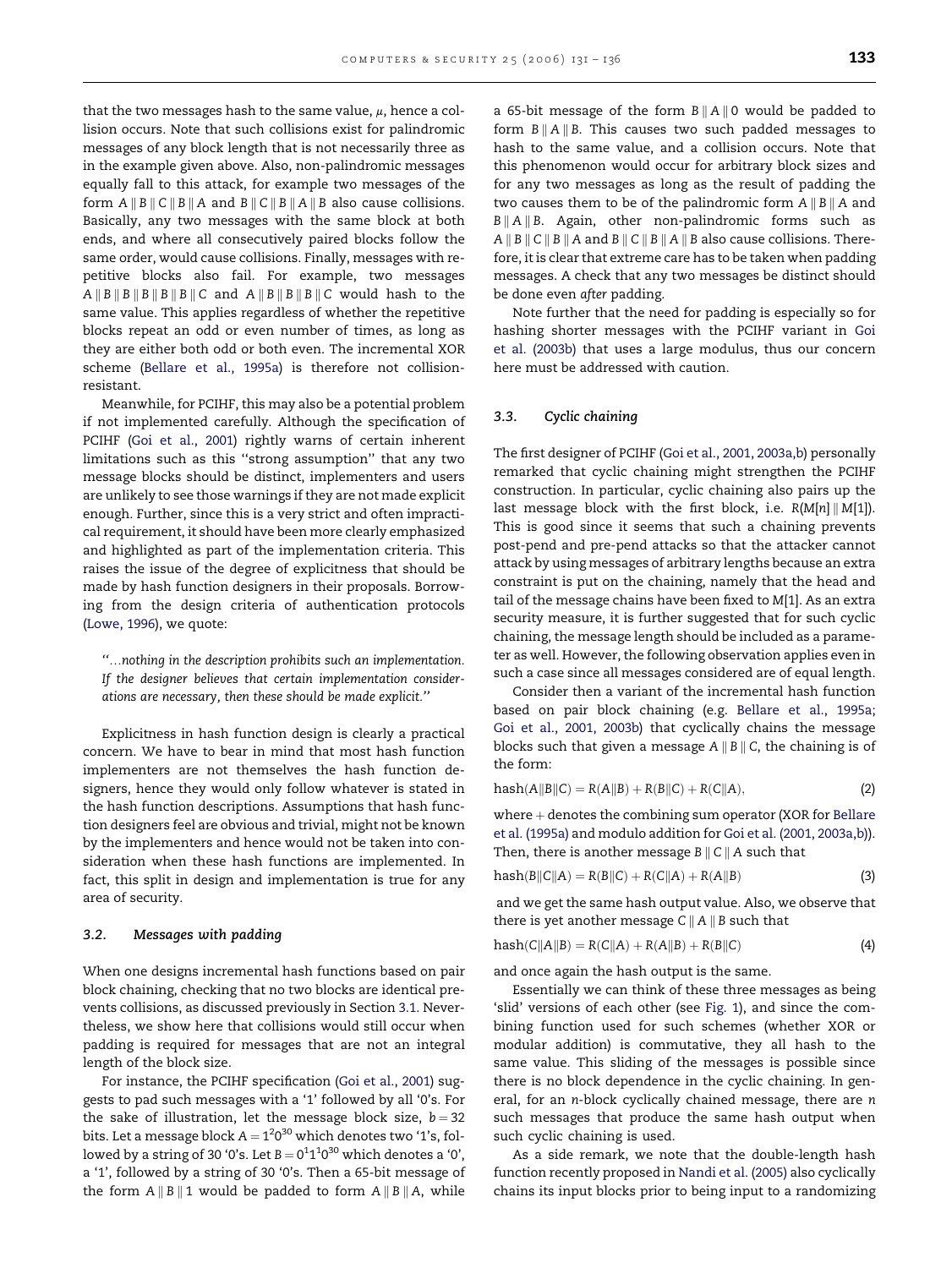that the two messages hash to the same value, $\mu$, hence a collision occurs. Note that such collisions exist for palindromic messages of any block length that is not necessarily three as in the example given above. Also, non-palindromic messages equally fall to this attack, for example two messages of the form $A \| B \| C \| B \| A$ and $B \| C \| B \| A \| B$ also cause collisions. Basically, any two messages with the same block at both ends, and where all consecutively paired blocks follow the same order, would cause collisions. Finally, messages with repetitive blocks also fail. For example, two messages $A \| B \| B \| B \| B \| B \| C$ and $A \| B \| B \| B \| C$ would hash to the same value. This applies regardless of whether the repetitive blocks repeat an odd or even number of times, as long as they are either both odd or both even. The incremental XOR scheme (Bellare et al., 1995a) is therefore not collision-resistant.

Meanwhile, for PCIHF, this may also be a potential problem if not implemented carefully. Although the specification of PCIHF (Goi et al., 2001) rightly warns of certain inherent limitations such as this "strong assumption" that any two message blocks should be distinct, implementers and users are unlikely to see those warnings if they are not made explicit enough. Further, since this is a very strict and often impractical requirement, it should have been more clearly emphasized and highlighted as part of the implementation criteria. This raises the issue of the degree of explicitness that should be made by hash function designers in their proposals. Borrowing from the design criteria of authentication protocols (Lowe, 1996), we quote:

> "...*nothing in the description prohibits such an implementation. If the designer believes that certain implementation considerations are necessary, then these should be made explicit.*"

Explicitness in hash function design is clearly a practical concern. We have to bear in mind that most hash function implementers are not themselves the hash function designers, hence they would only follow whatever is stated in the hash function descriptions. Assumptions that hash function designers feel are obvious and trivial, might not be known by the implementers and hence would not be taken into consideration when these hash functions are implemented. In fact, this split in design and implementation is true for any area of security.

### 3.2. Messages with padding

When one designs incremental hash functions based on pair block chaining, checking that no two blocks are identical prevents collisions, as discussed previously in Section 3.1. Nevertheless, we show here that collisions would still occur when padding is required for messages that are not an integral length of the block size.

For instance, the PCIHF specification (Goi et al., 2001) suggests to pad such messages with a '1' followed by all '0's. For the sake of illustration, let the message block size, $b = 32$ bits. Let a message block $A = 1^2 0^{30}$ which denotes two '1's, followed by a string of 30 '0's. Let $B = 0^1 1^1 0^{30}$ which denotes a '0', a '1', followed by a string of 30 '0's. Then a 65-bit message of the form $A \| B \| 1$ would be padded to form $A \| B \| A$, while a 65-bit message of the form $B \| A \| 0$ would be padded to form $B \| A \| B$. This causes two such padded messages to hash to the same value, and a collision occurs. Note that this phenomenon would occur for arbitrary block sizes and for any two messages as long as the result of padding the two causes them to be of the palindromic form $A \| B \| A$ and $B \| A \| B$. Again, other non-palindromic forms such as $A \| B \| C \| B \| A$ and $B \| C \| B \| A \| B$ also cause collisions. Therefore, it is clear that extreme care has to be taken when padding messages. A check that any two messages be distinct should be done even *after* padding.

Note further that the need for padding is especially so for hashing shorter messages with the PCIHF variant in Goi et al. (2003b) that uses a large modulus, thus our concern here must be addressed with caution.

### 3.3. Cyclic chaining

The first designer of PCIHF (Goi et al., 2001, 2003a,b) personally remarked that cyclic chaining might strengthen the PCIHF construction. In particular, cyclic chaining also pairs up the last message block with the first block, i.e. $R(M[n] \| M[1])$. This is good since it seems that such a chaining prevents post-pend and pre-pend attacks so that the attacker cannot attack by using messages of arbitrary lengths because an extra constraint is put on the chaining, namely that the head and tail of the message chains have been fixed to $M[1]$. As an extra security measure, it is further suggested that for such cyclic chaining, the message length should be included as a parameter as well. However, the following observation applies even in such a case since all messages considered are of equal length.

Consider then a variant of the incremental hash function based on pair block chaining (e.g. Bellare et al., 1995a; Goi et al., 2001, 2003b) that cyclically chains the message blocks such that given a message $A \| B \| C$, the chaining is of the form:

$$\text{hash}(A\|B\|C) = R(A\|B) + R(B\|C) + R(C\|A), \tag{2}$$

where + denotes the combining sum operator (XOR for Bellare et al. (1995a) and modulo addition for Goi et al. (2001, 2003a,b)). Then, there is another message $B \| C \| A$ such that

$$\text{hash}(B\|C\|A) = R(B\|C) + R(C\|A) + R(A\|B) \tag{3}$$

and we get the same hash output value. Also, we observe that there is yet another message $C \| A \| B$ such that

$$\text{hash}(C\|A\|B) = R(C\|A) + R(A\|B) + R(B\|C) \tag{4}$$

and once again the hash output is the same.

Essentially we can think of these three messages as being 'slid' versions of each other (see Fig. 1), and since the combining function used for such schemes (whether XOR or modular addition) is commutative, they all hash to the same value. This sliding of the messages is possible since there is no block dependence in the cyclic chaining. In general, for an $n$-block cyclically chained message, there are $n$ such messages that produce the same hash output when such cyclic chaining is used.

As a side remark, we note that the double-length hash function recently proposed in Nandi et al. (2005) also cyclically chains its input blocks prior to being input to a randomizing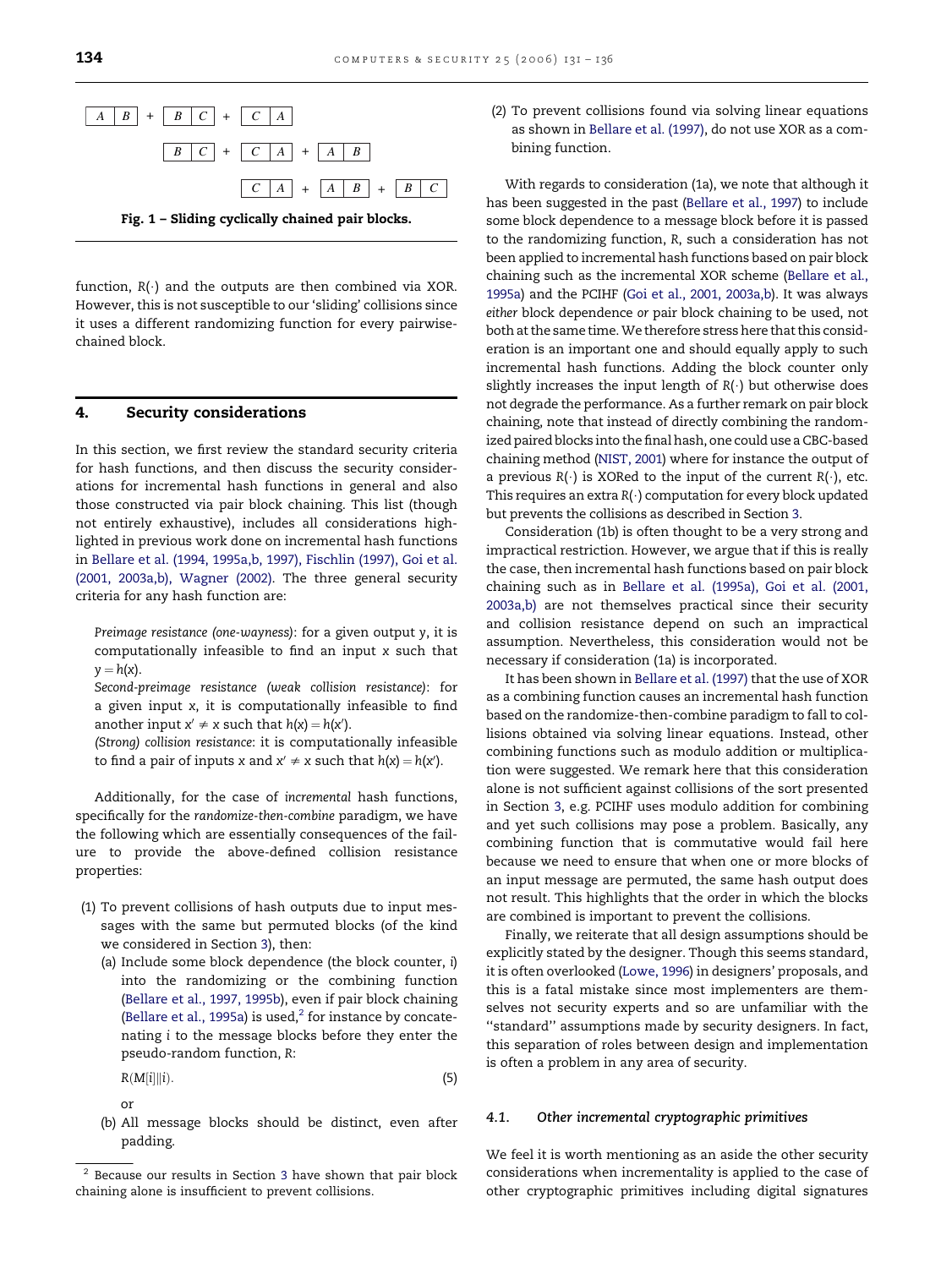| A | B | + | B | C | + | C | A | | | | | | |
|---|---|---|---|---|---|---|---|---|---|---|---|---|---|
| | | | B | C | + | C | A | + | A | B | | | |
| | | | | | | C | A | + | A | B | + | B | C |

Fig. 1 – Sliding cyclically chained pair blocks.

function, $R(\cdot)$ and the outputs are then combined via XOR. However, this is not susceptible to our 'sliding' collisions since it uses a different randomizing function for every pairwise-chained block.

## 4. Security considerations

In this section, we first review the standard security criteria for hash functions, and then discuss the security considerations for incremental hash functions in general and also those constructed via pair block chaining. This list (though not entirely exhaustive), includes all considerations highlighted in previous work done on incremental hash functions in Bellare et al. (1994, 1995a,b, 1997), Fischlin (1997), Goi et al. (2001, 2003a,b), Wagner (2002). The three general security criteria for any hash function are:

*Preimage resistance (one-wayness)*: for a given output $y$, it is computationally infeasible to find an input $x$ such that $y = h(x)$.

*Second-preimage resistance (weak collision resistance)*: for a given input $x$, it is computationally infeasible to find another input $x' \neq x$ such that $h(x) = h(x')$.

*(Strong) collision resistance*: it is computationally infeasible to find a pair of inputs $x$ and $x' \neq x$ such that $h(x) = h(x')$.

Additionally, for the case of *incremental* hash functions, specifically for the *randomize-then-combine* paradigm, we have the following which are essentially consequences of the failure to provide the above-defined collision resistance properties:

(1) To prevent collisions of hash outputs due to input messages with the same but permuted blocks (of the kind we considered in Section 3), then:
   (a) Include some block dependence (the block counter, $i$) into the randomizing or the combining function (Bellare et al., 1997, 1995b), even if pair block chaining (Bellare et al., 1995a) is used,[2] for instance by concatenating $i$ to the message blocks before they enter the pseudo-random function, $R$:

$$R(M[i]\|i). \tag{5}$$

   or
   (b) All message blocks should be distinct, even after padding.

(2) To prevent collisions found via solving linear equations as shown in Bellare et al. (1997), do not use XOR as a combining function.

With regards to consideration (1a), we note that although it has been suggested in the past (Bellare et al., 1997) to include some block dependence to a message block before it is passed to the randomizing function, $R$, such a consideration has not been applied to incremental hash functions based on pair block chaining such as the incremental XOR scheme (Bellare et al., 1995a) and the PCIHF (Goi et al., 2001, 2003a,b). It was always *either* block dependence *or* pair block chaining to be used, not both at the same time. We therefore stress here that this consideration is an important one and should equally apply to such incremental hash functions. Adding the block counter only slightly increases the input length of $R(\cdot)$ but otherwise does not degrade the performance. As a further remark on pair block chaining, note that instead of directly combining the randomized paired blocks into the final hash, one could use a CBC-based chaining method (NIST, 2001) where for instance the output of a previous $R(\cdot)$ is XORed to the input of the current $R(\cdot)$, etc. This requires an extra $R(\cdot)$ computation for every block updated but prevents the collisions as described in Section 3.

Consideration (1b) is often thought to be a very strong and impractical restriction. However, we argue that if this is really the case, then incremental hash functions based on pair block chaining such as in Bellare et al. (1995a), Goi et al. (2001, 2003a,b) are not themselves practical since their security and collision resistance depend on such an impractical assumption. Nevertheless, this consideration would not be necessary if consideration (1a) is incorporated.

It has been shown in Bellare et al. (1997) that the use of XOR as a combining function causes an incremental hash function based on the randomize-then-combine paradigm to fall to collisions obtained via solving linear equations. Instead, other combining functions such as modulo addition or multiplication were suggested. We remark here that this consideration alone is not sufficient against collisions of the sort presented in Section 3, e.g. PCIHF uses modulo addition for combining and yet such collisions may pose a problem. Basically, any combining function that is commutative would fail here because we need to ensure that when one or more blocks of an input message are permuted, the same hash output does not result. This highlights that the order in which the blocks are combined is important to prevent the collisions.

Finally, we reiterate that all design assumptions should be explicitly stated by the designer. Though this seems standard, it is often overlooked (Lowe, 1996) in designers' proposals, and this is a fatal mistake since most implementers are themselves not security experts and so are unfamiliar with the "standard" assumptions made by security designers. In fact, this separation of roles between design and implementation is often a problem in any area of security.

### 4.1. Other incremental cryptographic primitives

We feel it is worth mentioning as an aside the other security considerations when incrementality is applied to the case of other cryptographic primitives including digital signatures

[2] Because our results in Section 3 have shown that pair block chaining alone is insufficient to prevent collisions.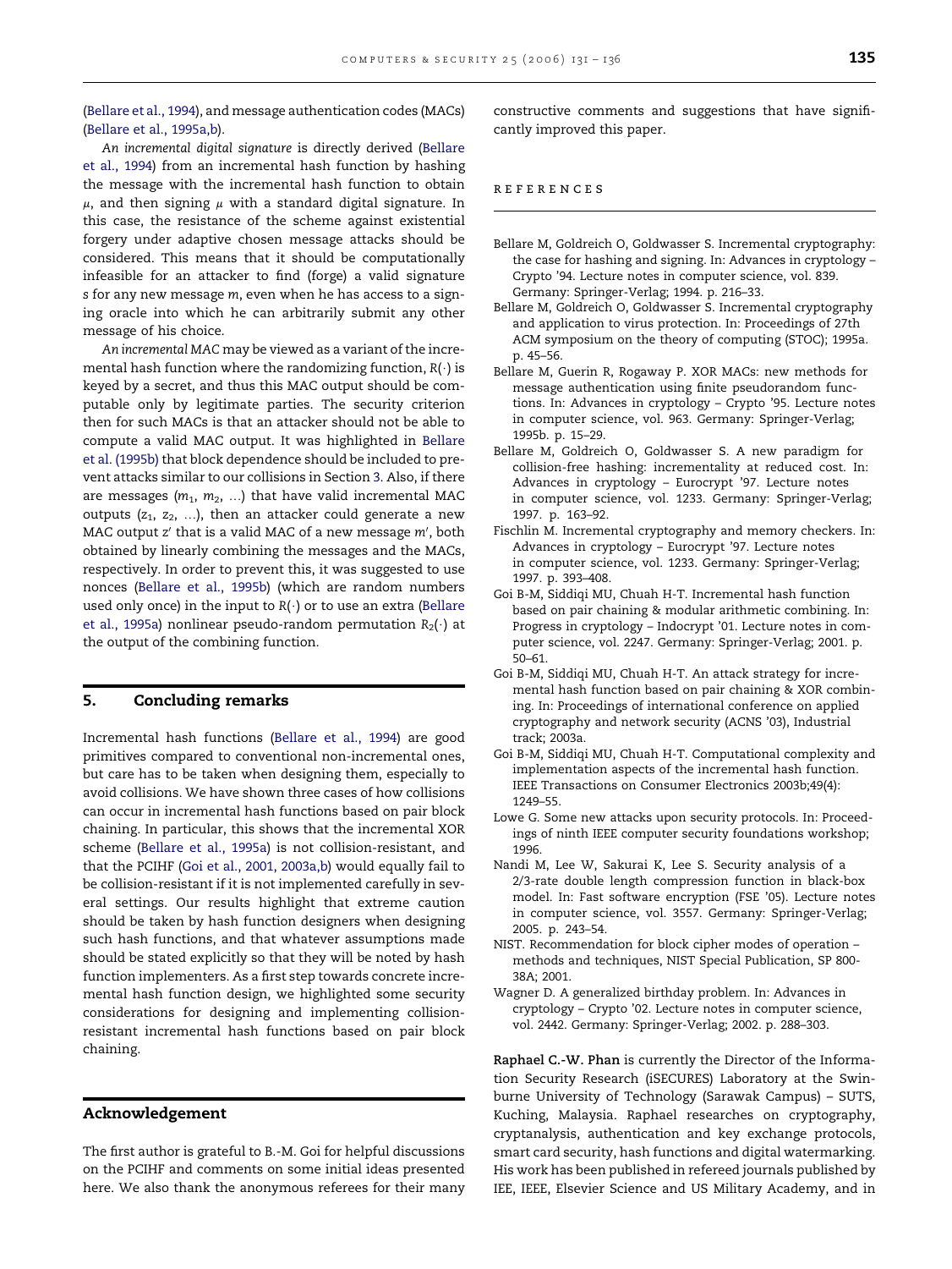(Bellare et al., 1994), and message authentication codes (MACs) (Bellare et al., 1995a,b).

*An incremental digital signature* is directly derived (Bellare et al., 1994) from an incremental hash function by hashing the message with the incremental hash function to obtain $\mu$, and then signing $\mu$ with a standard digital signature. In this case, the resistance of the scheme against existential forgery under adaptive chosen message attacks should be considered. This means that it should be computationally infeasible for an attacker to find (forge) a valid signature $s$ for any new message $m$, even when he has access to a signing oracle into which he can arbitrarily submit any other message of his choice.

*An incremental MAC* may be viewed as a variant of the incremental hash function where the randomizing function, $R(\cdot)$ is keyed by a secret, and thus this MAC output should be computable only by legitimate parties. The security criterion then for such MACs is that an attacker should not be able to compute a valid MAC output. It was highlighted in Bellare et al. (1995b) that block dependence should be included to prevent attacks similar to our collisions in Section 3. Also, if there are messages ($m_1$, $m_2$, ...) that have valid incremental MAC outputs ($z_1$, $z_2$, ...), then an attacker could generate a new MAC output $z'$ that is a valid MAC of a new message $m'$, both obtained by linearly combining the messages and the MACs, respectively. In order to prevent this, it was suggested to use nonces (Bellare et al., 1995b) (which are random numbers used only once) in the input to $R(\cdot)$ or to use an extra (Bellare et al., 1995a) nonlinear pseudo-random permutation $R_2(\cdot)$ at the output of the combining function.

## 5. Concluding remarks

Incremental hash functions (Bellare et al., 1994) are good primitives compared to conventional non-incremental ones, but care has to be taken when designing them, especially to avoid collisions. We have shown three cases of how collisions can occur in incremental hash functions based on pair block chaining. In particular, this shows that the incremental XOR scheme (Bellare et al., 1995a) is not collision-resistant, and that the PCIHF (Goi et al., 2001, 2003a,b) would equally fail to be collision-resistant if it is not implemented carefully in several settings. Our results highlight that extreme caution should be taken by hash function designers when designing such hash functions, and that whatever assumptions made should be stated explicitly so that they will be noted by hash function implementers. As a first step towards concrete incremental hash function design, we highlighted some security considerations for designing and implementing collision-resistant incremental hash functions based on pair block chaining.

## Acknowledgement

The first author is grateful to B.-M. Goi for helpful discussions on the PCIHF and comments on some initial ideas presented here. We also thank the anonymous referees for their many constructive comments and suggestions that have significantly improved this paper.

## References

Bellare M, Goldreich O, Goldwasser S. Incremental cryptography: the case for hashing and signing. In: Advances in cryptology – Crypto '94. Lecture notes in computer science, vol. 839. Germany: Springer-Verlag; 1994. p. 216–33.

Bellare M, Goldreich O, Goldwasser S. Incremental cryptography and application to virus protection. In: Proceedings of 27th ACM symposium on the theory of computing (STOC); 1995a. p. 45–56.

Bellare M, Guerin R, Rogaway P. XOR MACs: new methods for message authentication using finite pseudorandom functions. In: Advances in cryptology – Crypto '95. Lecture notes in computer science, vol. 963. Germany: Springer-Verlag; 1995b. p. 15–29.

Bellare M, Goldreich O, Goldwasser S. A new paradigm for collision-free hashing: incrementality at reduced cost. In: Advances in cryptology – Eurocrypt '97. Lecture notes in computer science, vol. 1233. Germany: Springer-Verlag; 1997. p. 163–92.

Fischlin M. Incremental cryptography and memory checkers. In: Advances in cryptology – Eurocrypt '97. Lecture notes in computer science, vol. 1233. Germany: Springer-Verlag; 1997. p. 393–408.

Goi B-M, Siddiqi MU, Chuah H-T. Incremental hash function based on pair chaining & modular arithmetic combining. In: Progress in cryptology – Indocrypt '01. Lecture notes in computer science, vol. 2247. Germany: Springer-Verlag; 2001. p. 50–61.

Goi B-M, Siddiqi MU, Chuah H-T. An attack strategy for incremental hash function based on pair chaining & XOR combining. In: Proceedings of international conference on applied cryptography and network security (ACNS '03), Industrial track; 2003a.

Goi B-M, Siddiqi MU, Chuah H-T. Computational complexity and implementation aspects of the incremental hash function. IEEE Transactions on Consumer Electronics 2003b;49(4): 1249–55.

Lowe G. Some new attacks upon security protocols. In: Proceedings of ninth IEEE computer security foundations workshop; 1996.

Nandi M, Lee W, Sakurai K, Lee S. Security analysis of a 2/3-rate double length compression function in black-box model. In: Fast software encryption (FSE '05). Lecture notes in computer science, vol. 3557. Germany: Springer-Verlag; 2005. p. 243–54.

NIST. Recommendation for block cipher modes of operation – methods and techniques, NIST Special Publication, SP 800-38A; 2001.

Wagner D. A generalized birthday problem. In: Advances in cryptology – Crypto '02. Lecture notes in computer science, vol. 2442. Germany: Springer-Verlag; 2002. p. 288–303.

**Raphael C.-W. Phan** is currently the Director of the Information Security Research (iSECURES) Laboratory at the Swinburne University of Technology (Sarawak Campus) – SUTS, Kuching, Malaysia. Raphael researches on cryptography, cryptanalysis, authentication and key exchange protocols, smart card security, hash functions and digital watermarking. His work has been published in refereed journals published by IEE, IEEE, Elsevier Science and US Military Academy, and in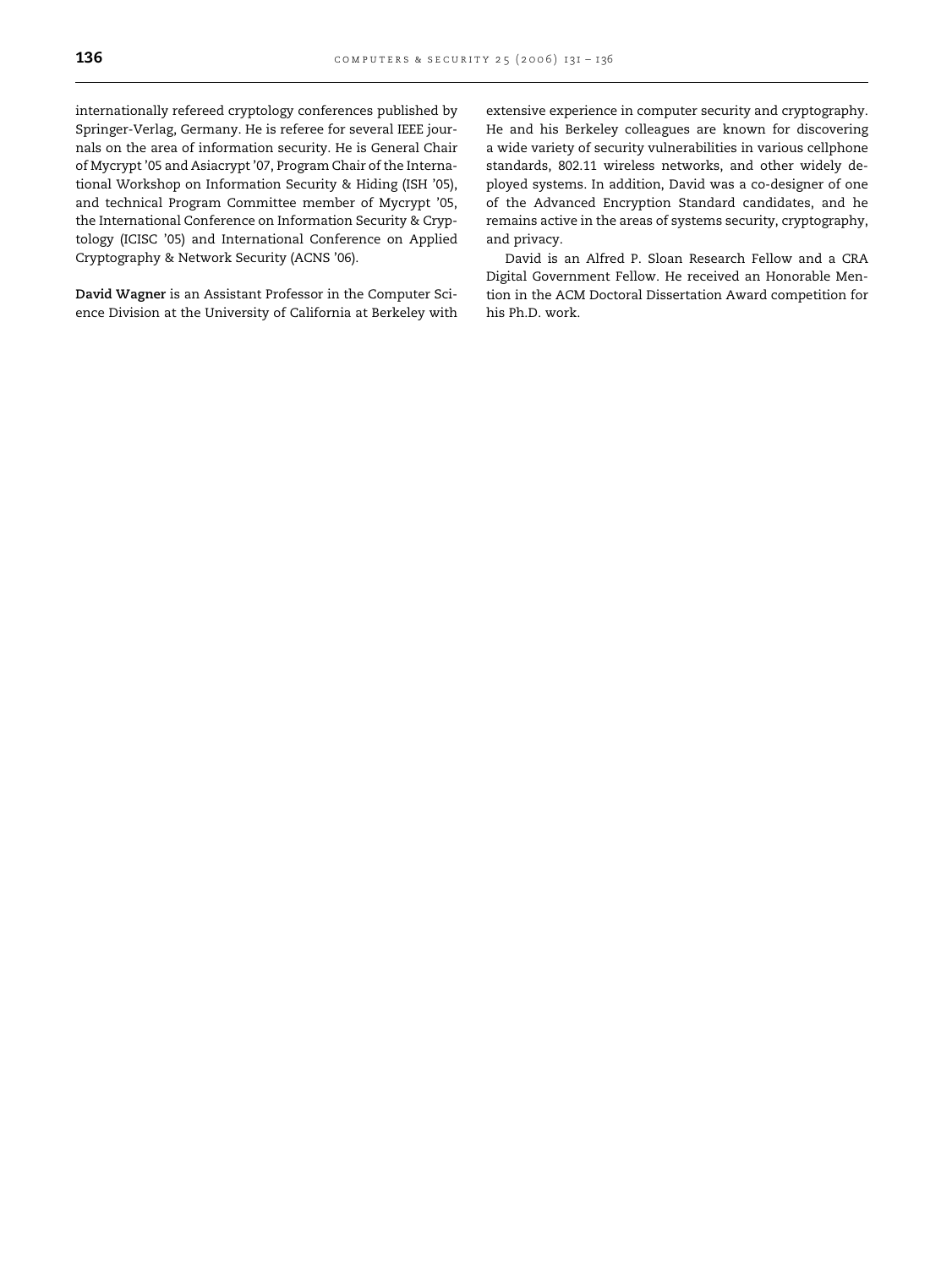internationally refereed cryptology conferences published by Springer-Verlag, Germany. He is referee for several IEEE journals on the area of information security. He is General Chair of Mycrypt '05 and Asiacrypt '07, Program Chair of the International Workshop on Information Security & Hiding (ISH '05), and technical Program Committee member of Mycrypt '05, the International Conference on Information Security & Cryptology (ICISC '05) and International Conference on Applied Cryptography & Network Security (ACNS '06).

**David Wagner** is an Assistant Professor in the Computer Science Division at the University of California at Berkeley with extensive experience in computer security and cryptography. He and his Berkeley colleagues are known for discovering a wide variety of security vulnerabilities in various cellphone standards, 802.11 wireless networks, and other widely deployed systems. In addition, David was a co-designer of one of the Advanced Encryption Standard candidates, and he remains active in the areas of systems security, cryptography, and privacy.

David is an Alfred P. Sloan Research Fellow and a CRA Digital Government Fellow. He received an Honorable Mention in the ACM Doctoral Dissertation Award competition for his Ph.D. work.